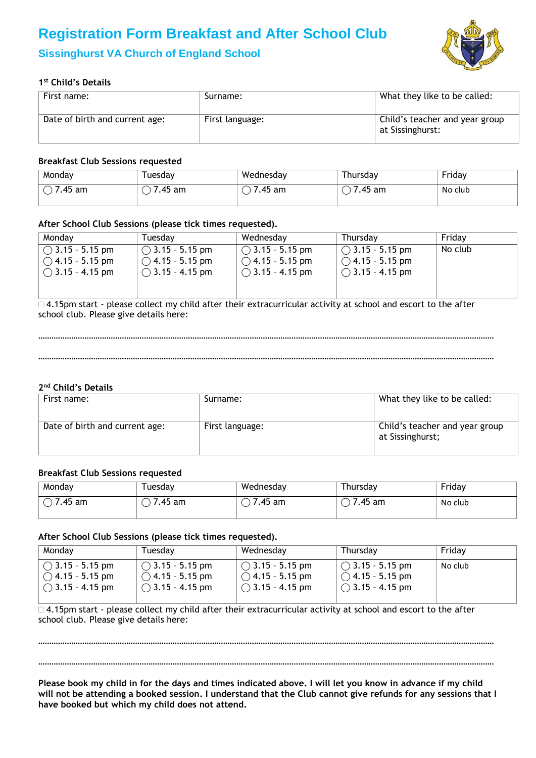# Registration Form Breakfast and After School Club

## Sissinghurst VA Church of England School

### 1st Child's Details

| First name: | Surname: | What they like to be called: |
|---|---|---|
| Date of birth and current age: | First language: | Child's teacher and year group at Sissinghurst: |

### Breakfast Club Sessions requested

| Monday | Tuesday | Wednesday | Thursday | Friday |
|---|---|---|---|---|
| ◯ 7.45 am | ◯ 7.45 am | ◯ 7.45 am | ◯ 7.45 am | No club |

### After School Club Sessions (please tick times requested).

| Monday | Tuesday | Wednesday | Thursday | Friday |
|---|---|---|---|---|
| ◯ 3.15 - 5.15 pm<br>◯ 4.15 - 5.15 pm<br>◯ 3.15 - 4.15 pm | ◯ 3.15 - 5.15 pm<br>◯ 4.15 - 5.15 pm<br>◯ 3.15 - 4.15 pm | ◯ 3.15 - 5.15 pm<br>◯ 4.15 - 5.15 pm<br>◯ 3.15 - 4.15 pm | ◯ 3.15 - 5.15 pm<br>◯ 4.15 - 5.15 pm<br>◯ 3.15 - 4.15 pm | No club |

☐ 4.15pm start - please collect my child after their extracurricular activity at school and escort to the after school club. Please give details here:

……………………………………………………………………………………………………………………………………

……………………………………………………………………………………………………………………………………

### 2nd Child's Details

| First name: | Surname: | What they like to be called: |
|---|---|---|
| Date of birth and current age: | First language: | Child's teacher and year group at Sissinghurst; |

### Breakfast Club Sessions requested

| Monday | Tuesday | Wednesday | Thursday | Friday |
|---|---|---|---|---|
| ◯ 7.45 am | ◯ 7.45 am | ◯ 7.45 am | ◯ 7.45 am | No club |

### After School Club Sessions (please tick times requested).

| Monday | Tuesday | Wednesday | Thursday | Friday |
|---|---|---|---|---|
| ◯ 3.15 - 5.15 pm<br>◯ 4.15 - 5.15 pm<br>◯ 3.15 - 4.15 pm | ◯ 3.15 - 5.15 pm<br>◯ 4.15 - 5.15 pm<br>◯ 3.15 - 4.15 pm | ◯ 3.15 - 5.15 pm<br>◯ 4.15 - 5.15 pm<br>◯ 3.15 - 4.15 pm | ◯ 3.15 - 5.15 pm<br>◯ 4.15 - 5.15 pm<br>◯ 3.15 - 4.15 pm | No club |

☐ 4.15pm start - please collect my child after their extracurricular activity at school and escort to the after school club. Please give details here:

……………………………………………………………………………………………………………………………………

……………………………………………………………………………………………………………………………………

**Please book my child in for the days and times indicated above. I will let you know in advance if my child will not be attending a booked session. I understand that the Club cannot give refunds for any sessions that I have booked but which my child does not attend.**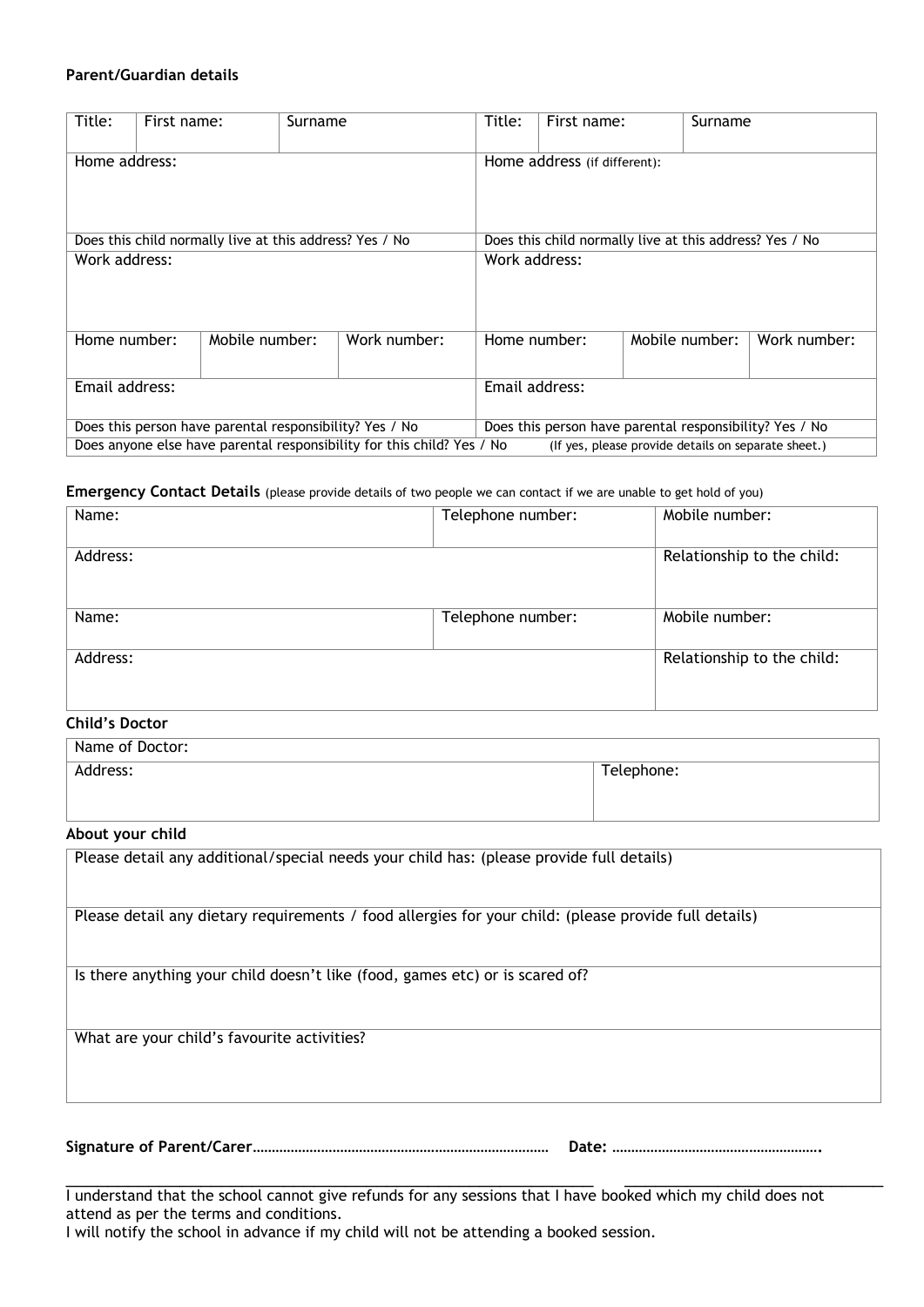**Parent/Guardian details**

| Title: | First name: | Surname | Title: | First name: | Surname |
|---|---|---|---|---|---|
| Home address: | | | Home address (if different): | | |
| Does this child normally live at this address? Yes / No | | | Does this child normally live at this address? Yes / No | | |
| Work address: | | | Work address: | | |
| Home number: | Mobile number: | Work number: | Home number: | Mobile number: | Work number: |
| Email address: | | | Email address: | | |
| Does this person have parental responsibility? Yes / No | | | Does this person have parental responsibility? Yes / No | | |
| Does anyone else have parental responsibility for this child? Yes / No | | | (If yes, please provide details on separate sheet.) | | |

**Emergency Contact Details** (please provide details of two people we can contact if we are unable to get hold of you)

| | | |
|---|---|---|
| Name: | Telephone number: | Mobile number: |
| Address: | | Relationship to the child: |
| Name: | Telephone number: | Mobile number: |
| Address: | | Relationship to the child: |

**Child's Doctor**

| | |
|---|---|
| Name of Doctor: | |
| Address: | Telephone: |

**About your child**

| |
|---|
| Please detail any additional/special needs your child has: (please provide full details) |
| Please detail any dietary requirements / food allergies for your child: (please provide full details) |
| Is there anything your child doesn't like (food, games etc) or is scared of? |
| What are your child's favourite activities? |

**Signature of Parent/Carer…………………………………………………………………… Date: ……………………………………………….**

I understand that the school cannot give refunds for any sessions that I have booked which my child does not attend as per the terms and conditions.

I will notify the school in advance if my child will not be attending a booked session.